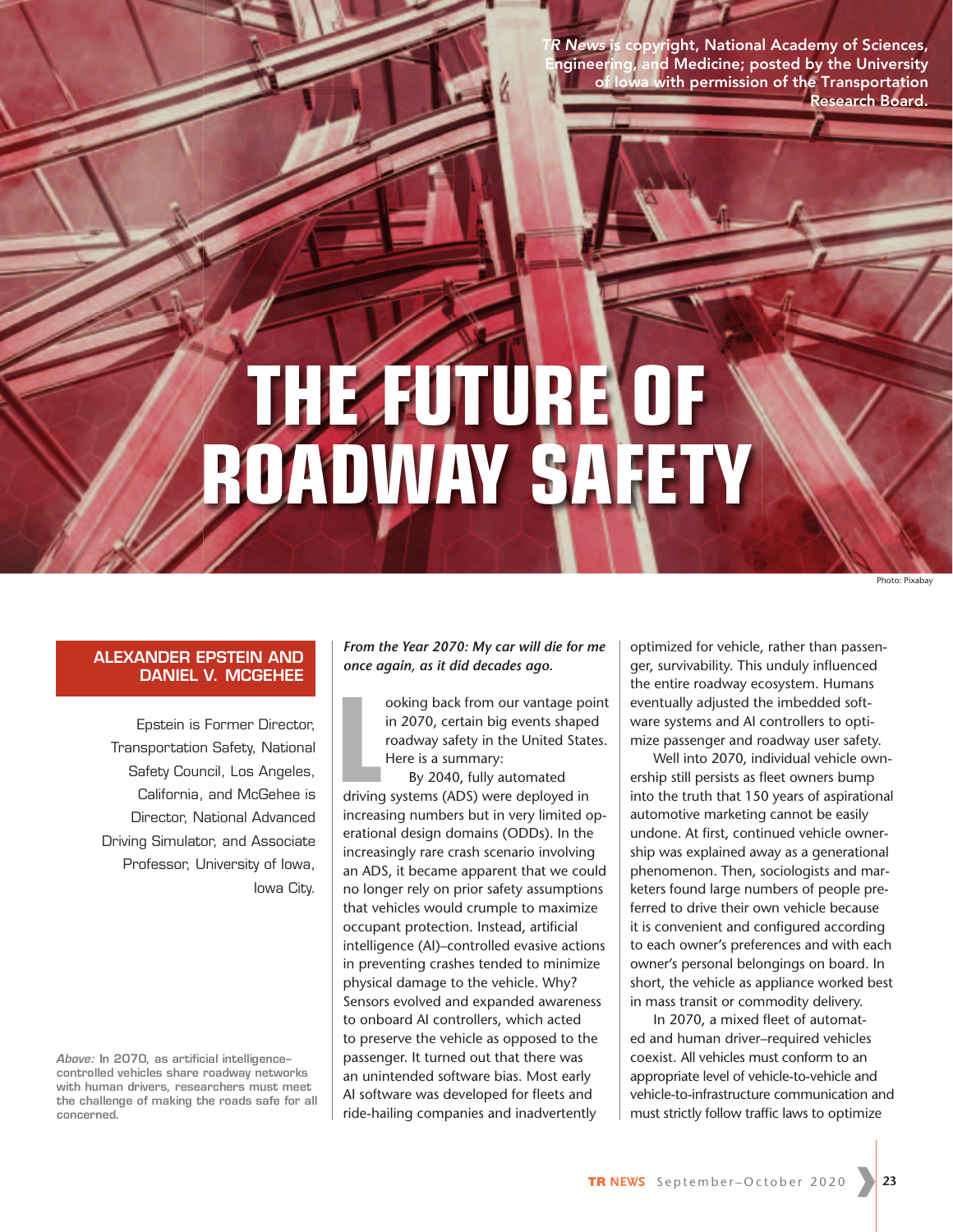*TR News* is copyright, National Academy of Sciences, Engineering, and Medicine; posted by the University of Iowa with permission of the Transportation Research Board.

# THE FUTURE OF ROADWAY SAFETY

Photo: Pixabay

**ALEXANDER EPSTEIN AND DANIEL V. MCGEHEE**

Epstein is Former Director, Transportation Safety, National Safety Council, Los Angeles, California, and McGehee is Director, National Advanced Driving Simulator, and Associate Professor, University of Iowa, Iowa City.

*Above:* In 2070, as artificial intelligence–controlled vehicles share roadway networks with human drivers, researchers must meet the challenge of making the roads safe for all concerned.

***From the Year 2070: My car will die for me once again, as it did decades ago.***

Looking back from our vantage point in 2070, certain big events shaped roadway safety in the United States. Here is a summary:

By 2040, fully automated driving systems (ADS) were deployed in increasing numbers but in very limited operational design domains (ODDs). In the increasingly rare crash scenario involving an ADS, it became apparent that we could no longer rely on prior safety assumptions that vehicles would crumple to maximize occupant protection. Instead, artificial intelligence (AI)–controlled evasive actions in preventing crashes tended to minimize physical damage to the vehicle. Why? Sensors evolved and expanded awareness to onboard AI controllers, which acted to preserve the vehicle as opposed to the passenger. It turned out that there was an unintended software bias. Most early AI software was developed for fleets and ride-hailing companies and inadvertently optimized for vehicle, rather than passenger, survivability. This unduly influenced the entire roadway ecosystem. Humans eventually adjusted the imbedded software systems and AI controllers to optimize passenger and roadway user safety.

Well into 2070, individual vehicle ownership still persists as fleet owners bump into the truth that 150 years of aspirational automotive marketing cannot be easily undone. At first, continued vehicle ownership was explained away as a generational phenomenon. Then, sociologists and marketers found large numbers of people preferred to drive their own vehicle because it is convenient and configured according to each owner's preferences and with each owner's personal belongings on board. In short, the vehicle as appliance worked best in mass transit or commodity delivery.

In 2070, a mixed fleet of automated and human driver–required vehicles coexist. All vehicles must conform to an appropriate level of vehicle-to-vehicle and vehicle-to-infrastructure communication and must strictly follow traffic laws to optimize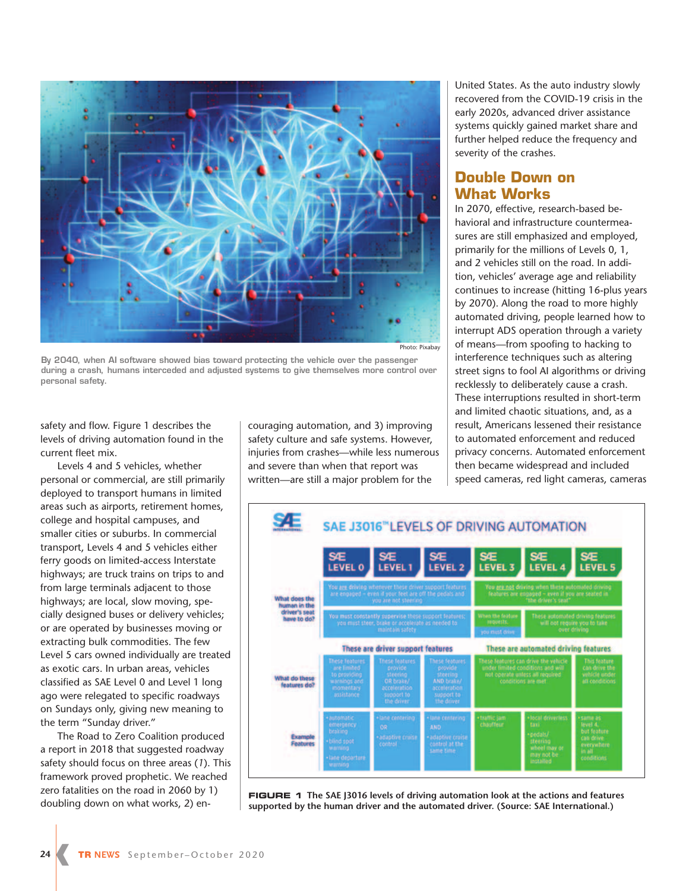Photo: Pixabay

By 2040, when AI software showed bias toward protecting the vehicle over the passenger during a crash, humans interceded and adjusted systems to give themselves more control over personal safety.

safety and flow. Figure 1 describes the levels of driving automation found in the current fleet mix.

Levels 4 and 5 vehicles, whether personal or commercial, are still primarily deployed to transport humans in limited areas such as airports, retirement homes, college and hospital campuses, and smaller cities or suburbs. In commercial transport, Levels 4 and 5 vehicles either ferry goods on limited-access Interstate highways; are truck trains on trips to and from large terminals adjacent to those highways; are local, slow moving, specially designed buses or delivery vehicles; or are operated by businesses moving or extracting bulk commodities. The few Level 5 cars owned individually are treated as exotic cars. In urban areas, vehicles classified as SAE Level 0 and Level 1 long ago were relegated to specific roadways on Sundays only, giving new meaning to the term "Sunday driver."

The Road to Zero Coalition produced a report in 2018 that suggested roadway safety should focus on three areas (*1*). This framework proved prophetic. We reached zero fatalities on the road in 2060 by 1) doubling down on what works, 2) encouraging automation, and 3) improving safety culture and safe systems. However, injuries from crashes—while less numerous and severe than when that report was written—are still a major problem for the United States. As the auto industry slowly recovered from the COVID-19 crisis in the early 2020s, advanced driver assistance systems quickly gained market share and further helped reduce the frequency and severity of the crashes.

## Double Down on What Works

In 2070, effective, research-based behavioral and infrastructure countermeasures are still emphasized and employed, primarily for the millions of Levels 0, 1, and 2 vehicles still on the road. In addition, vehicles' average age and reliability continues to increase (hitting 16-plus years by 2070). Along the road to more highly automated driving, people learned how to interrupt ADS operation through a variety of means—from spoofing to hacking to interference techniques such as altering street signs to fool AI algorithms or driving recklessly to deliberately cause a crash. These interruptions resulted in short-term and limited chaotic situations, and, as a result, Americans lessened their resistance to automated enforcement and reduced privacy concerns. Automated enforcement then became widespread and included speed cameras, red light cameras, cameras

**SAE J3016™ LEVELS OF DRIVING AUTOMATION**

| | SAE LEVEL 0 | SAE LEVEL 1 | SAE LEVEL 2 | SAE LEVEL 3 | SAE LEVEL 4 | SAE LEVEL 5 |
|---|---|---|---|---|---|---|
| What does the human in the driver's seat have to do? | You are driving whenever these driver support features are engaged – even if your feet are off the pedals and you are not steering | | | You are not driving when these automated driving features are engaged – even if you are seated in "the driver's seat" | | |
| | You must constantly supervise these support features; you must steer, brake or accelerate as needed to maintain safety | | | When the feature requests, you must drive | These automated driving features will not require you to take over driving | |
| | These are driver support features | | | These are automated driving features | | |
| What do these features do? | These features are limited to providing warnings and momentary assistance | These features provide steering OR brake/acceleration support to the driver | These features provide steering AND brake/acceleration support to the driver | These features can drive the vehicle under limited conditions and will not operate unless all required conditions are met | | This feature can drive the vehicle under all conditions |
| Example Features | • automatic emergency braking • blind spot warning • lane departure warning | • lane centering OR • adaptive cruise control | • lane centering AND • adaptive cruise control at the same time | • traffic jam chauffeur | • local driverless taxi • pedals/steering wheel may or may not be installed | • same as level 4, but feature can drive everywhere in all conditions |

**FIGURE 1** The SAE J3016 levels of driving automation look at the actions and features supported by the human driver and the automated driver. (Source: SAE International.)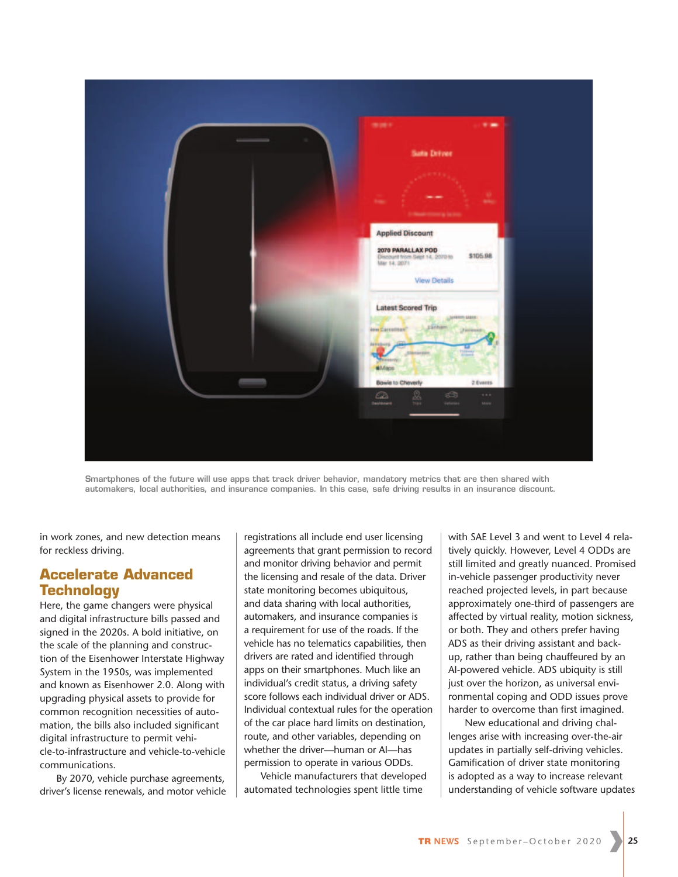Smartphones of the future will use apps that track driver behavior, mandatory metrics that are then shared with automakers, local authorities, and insurance companies. In this case, safe driving results in an insurance discount.

in work zones, and new detection means for reckless driving.

## Accelerate Advanced Technology

Here, the game changers were physical and digital infrastructure bills passed and signed in the 2020s. A bold initiative, on the scale of the planning and construction of the Eisenhower Interstate Highway System in the 1950s, was implemented and known as Eisenhower 2.0. Along with upgrading physical assets to provide for common recognition necessities of automation, the bills also included significant digital infrastructure to permit vehicle-to-infrastructure and vehicle-to-vehicle communications.

By 2070, vehicle purchase agreements, driver's license renewals, and motor vehicle registrations all include end user licensing agreements that grant permission to record and monitor driving behavior and permit the licensing and resale of the data. Driver state monitoring becomes ubiquitous, and data sharing with local authorities, automakers, and insurance companies is a requirement for use of the roads. If the vehicle has no telematics capabilities, then drivers are rated and identified through apps on their smartphones. Much like an individual's credit status, a driving safety score follows each individual driver or ADS. Individual contextual rules for the operation of the car place hard limits on destination, route, and other variables, depending on whether the driver—human or AI—has permission to operate in various ODDs.

Vehicle manufacturers that developed automated technologies spent little time with SAE Level 3 and went to Level 4 relatively quickly. However, Level 4 ODDs are still limited and greatly nuanced. Promised in-vehicle passenger productivity never reached projected levels, in part because approximately one-third of passengers are affected by virtual reality, motion sickness, or both. They and others prefer having ADS as their driving assistant and backup, rather than being chauffeured by an AI-powered vehicle. ADS ubiquity is still just over the horizon, as universal environmental coping and ODD issues prove harder to overcome than first imagined.

New educational and driving challenges arise with increasing over-the-air updates in partially self-driving vehicles. Gamification of driver state monitoring is adopted as a way to increase relevant understanding of vehicle software updates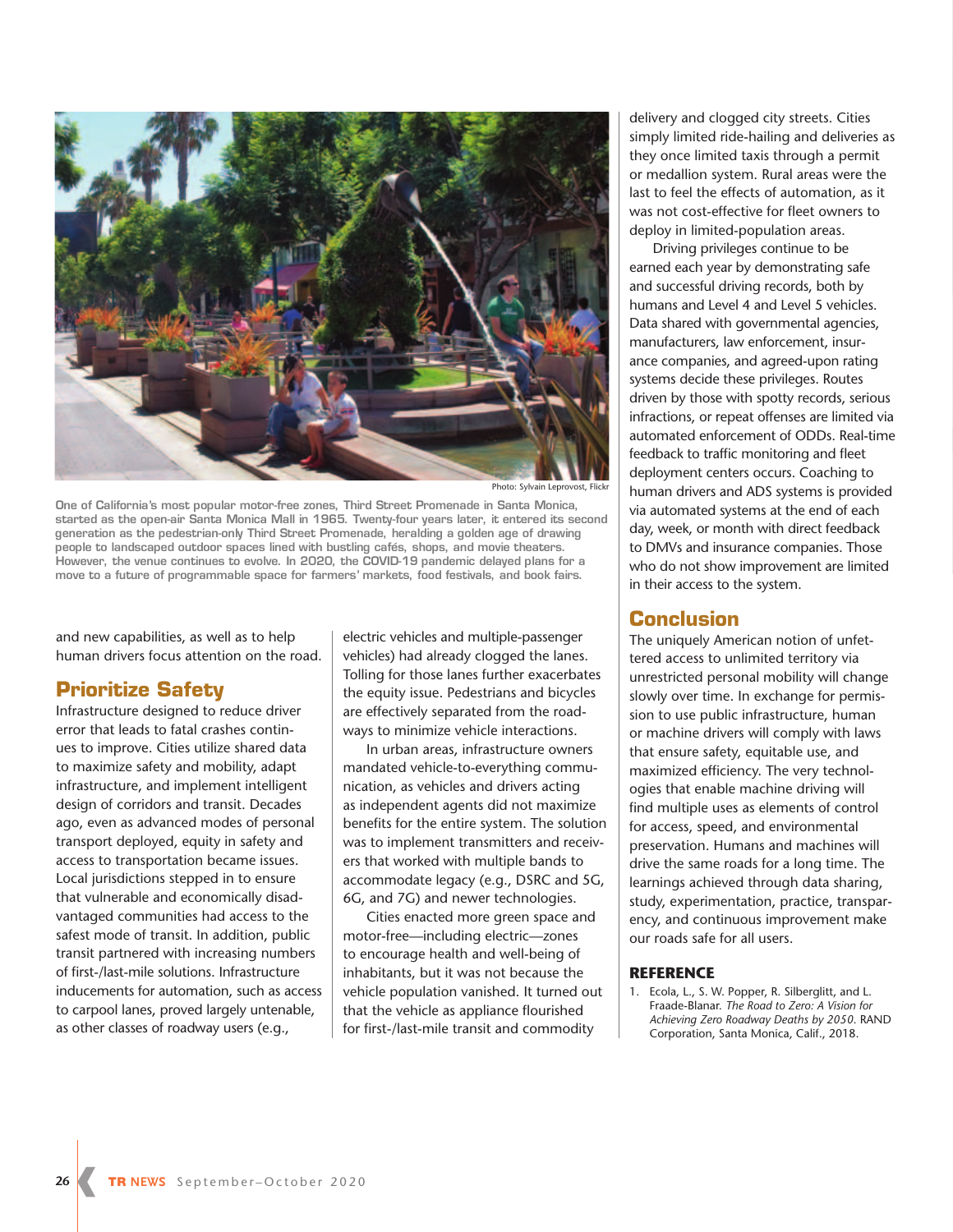Photo: Sylvain Leprovost, Flickr

One of California's most popular motor-free zones, Third Street Promenade in Santa Monica, started as the open-air Santa Monica Mall in 1965. Twenty-four years later, it entered its second generation as the pedestrian-only Third Street Promenade, heralding a golden age of drawing people to landscaped outdoor spaces lined with bustling cafés, shops, and movie theaters. However, the venue continues to evolve. In 2020, the COVID-19 pandemic delayed plans for a move to a future of programmable space for farmers' markets, food festivals, and book fairs.

and new capabilities, as well as to help human drivers focus attention on the road.

## Prioritize Safety

Infrastructure designed to reduce driver error that leads to fatal crashes continues to improve. Cities utilize shared data to maximize safety and mobility, adapt infrastructure, and implement intelligent design of corridors and transit. Decades ago, even as advanced modes of personal transport deployed, equity in safety and access to transportation became issues. Local jurisdictions stepped in to ensure that vulnerable and economically disadvantaged communities had access to the safest mode of transit. In addition, public transit partnered with increasing numbers of first-/last-mile solutions. Infrastructure inducements for automation, such as access to carpool lanes, proved largely untenable, as other classes of roadway users (e.g., electric vehicles and multiple-passenger vehicles) had already clogged the lanes. Tolling for those lanes further exacerbates the equity issue. Pedestrians and bicycles are effectively separated from the roadways to minimize vehicle interactions.

In urban areas, infrastructure owners mandated vehicle-to-everything communication, as vehicles and drivers acting as independent agents did not maximize benefits for the entire system. The solution was to implement transmitters and receivers that worked with multiple bands to accommodate legacy (e.g., DSRC and 5G, 6G, and 7G) and newer technologies.

Cities enacted more green space and motor-free—including electric—zones to encourage health and well-being of inhabitants, but it was not because the vehicle population vanished. It turned out that the vehicle as appliance flourished for first-/last-mile transit and commodity delivery and clogged city streets. Cities simply limited ride-hailing and deliveries as they once limited taxis through a permit or medallion system. Rural areas were the last to feel the effects of automation, as it was not cost-effective for fleet owners to deploy in limited-population areas.

Driving privileges continue to be earned each year by demonstrating safe and successful driving records, both by humans and Level 4 and Level 5 vehicles. Data shared with governmental agencies, manufacturers, law enforcement, insurance companies, and agreed-upon rating systems decide these privileges. Routes driven by those with spotty records, serious infractions, or repeat offenses are limited via automated enforcement of ODDs. Real-time feedback to traffic monitoring and fleet deployment centers occurs. Coaching to human drivers and ADS systems is provided via automated systems at the end of each day, week, or month with direct feedback to DMVs and insurance companies. Those who do not show improvement are limited in their access to the system.

## Conclusion

The uniquely American notion of unfettered access to unlimited territory via unrestricted personal mobility will change slowly over time. In exchange for permission to use public infrastructure, human or machine drivers will comply with laws that ensure safety, equitable use, and maximized efficiency. The very technologies that enable machine driving will find multiple uses as elements of control for access, speed, and environmental preservation. Humans and machines will drive the same roads for a long time. The learnings achieved through data sharing, study, experimentation, practice, transparency, and continuous improvement make our roads safe for all users.

### REFERENCE

1. Ecola, L., S. W. Popper, R. Silberglitt, and L. Fraade-Blanar. *The Road to Zero: A Vision for Achieving Zero Roadway Deaths by 2050*. RAND Corporation, Santa Monica, Calif., 2018.